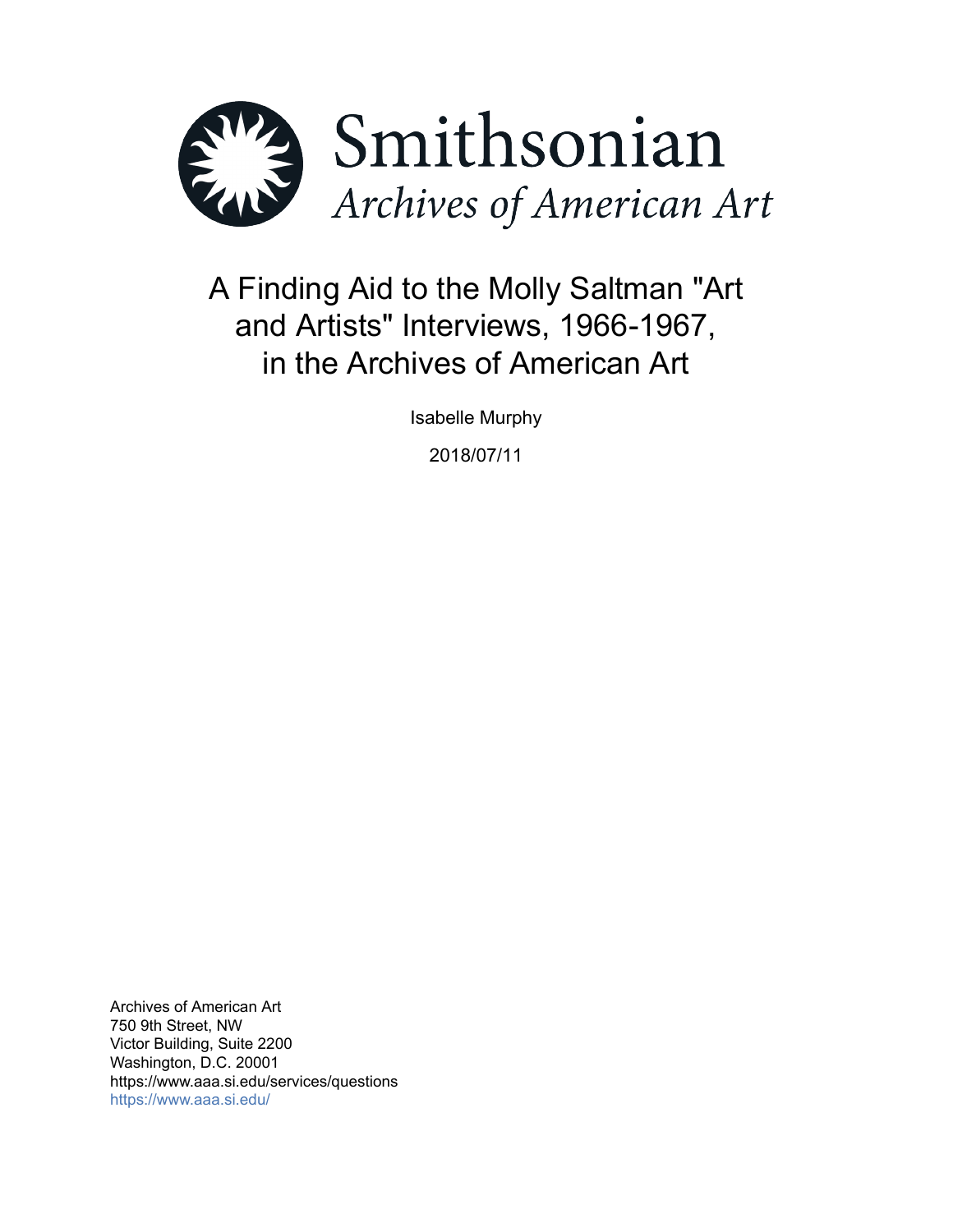Smithsonian
*Archives of American Art*

# A Finding Aid to the Molly Saltman "Art and Artists" Interviews, 1966-1967, in the Archives of American Art

Isabelle Murphy

2018/07/11

Archives of American Art
750 9th Street, NW
Victor Building, Suite 2200
Washington, D.C. 20001
https://www.aaa.si.edu/services/questions
https://www.aaa.si.edu/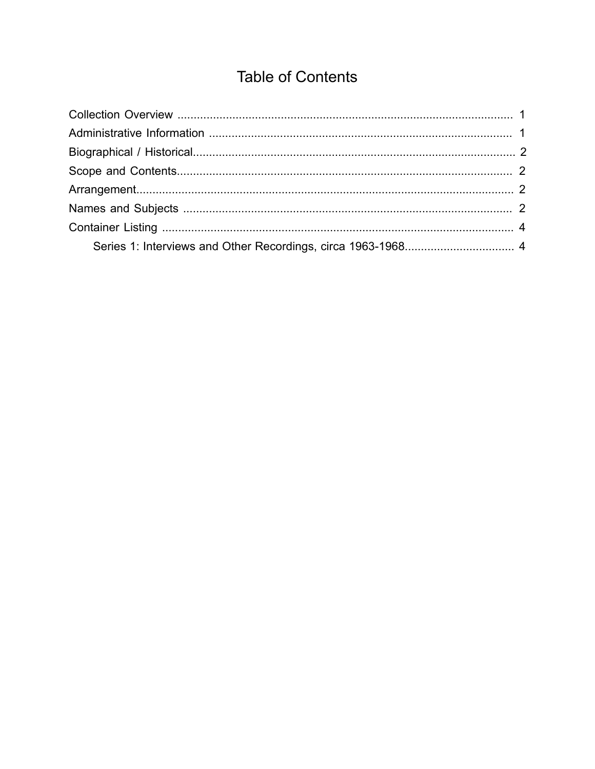# Table of Contents

Collection Overview ........................................................................................................ 1
Administrative Information .............................................................................................. 1
Biographical / Historical.................................................................................................... 2
Scope and Contents........................................................................................................ 2
Arrangement.................................................................................................................... 2
Names and Subjects ...................................................................................................... 2
Container Listing ............................................................................................................. 4
    Series 1: Interviews and Other Recordings, circa 1963-1968.................................. 4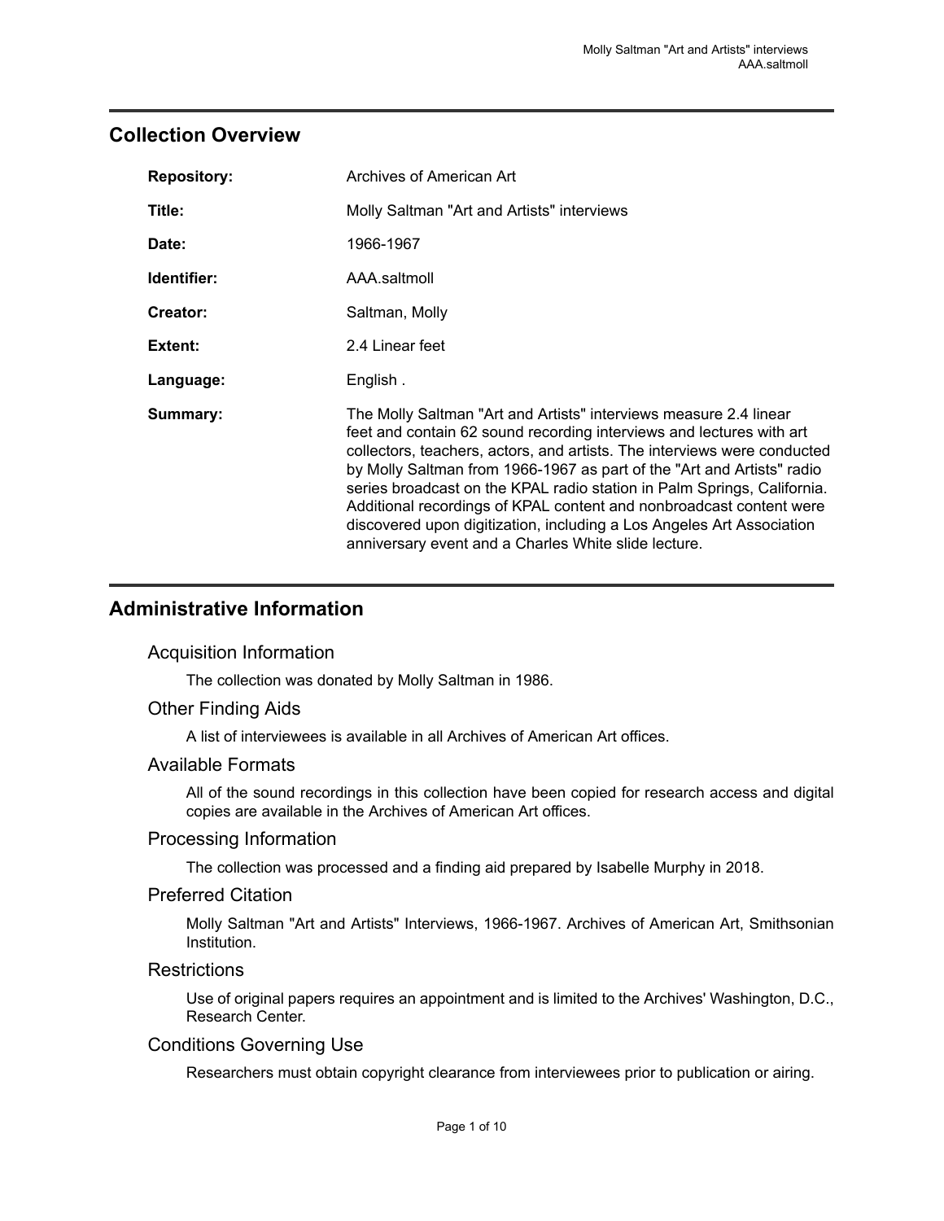## Collection Overview

| | |
|---|---|
| **Repository:** | Archives of American Art |
| **Title:** | Molly Saltman "Art and Artists" interviews |
| **Date:** | 1966-1967 |
| **Identifier:** | AAA.saltmoll |
| **Creator:** | Saltman, Molly |
| **Extent:** | 2.4 Linear feet |
| **Language:** | English . |
| **Summary:** | The Molly Saltman "Art and Artists" interviews measure 2.4 linear feet and contain 62 sound recording interviews and lectures with art collectors, teachers, actors, and artists. The interviews were conducted by Molly Saltman from 1966-1967 as part of the "Art and Artists" radio series broadcast on the KPAL radio station in Palm Springs, California. Additional recordings of KPAL content and nonbroadcast content were discovered upon digitization, including a Los Angeles Art Association anniversary event and a Charles White slide lecture. |

## Administrative Information

### Acquisition Information

The collection was donated by Molly Saltman in 1986.

### Other Finding Aids

A list of interviewees is available in all Archives of American Art offices.

### Available Formats

All of the sound recordings in this collection have been copied for research access and digital copies are available in the Archives of American Art offices.

### Processing Information

The collection was processed and a finding aid prepared by Isabelle Murphy in 2018.

### Preferred Citation

Molly Saltman "Art and Artists" Interviews, 1966-1967. Archives of American Art, Smithsonian Institution.

### Restrictions

Use of original papers requires an appointment and is limited to the Archives' Washington, D.C., Research Center.

### Conditions Governing Use

Researchers must obtain copyright clearance from interviewees prior to publication or airing.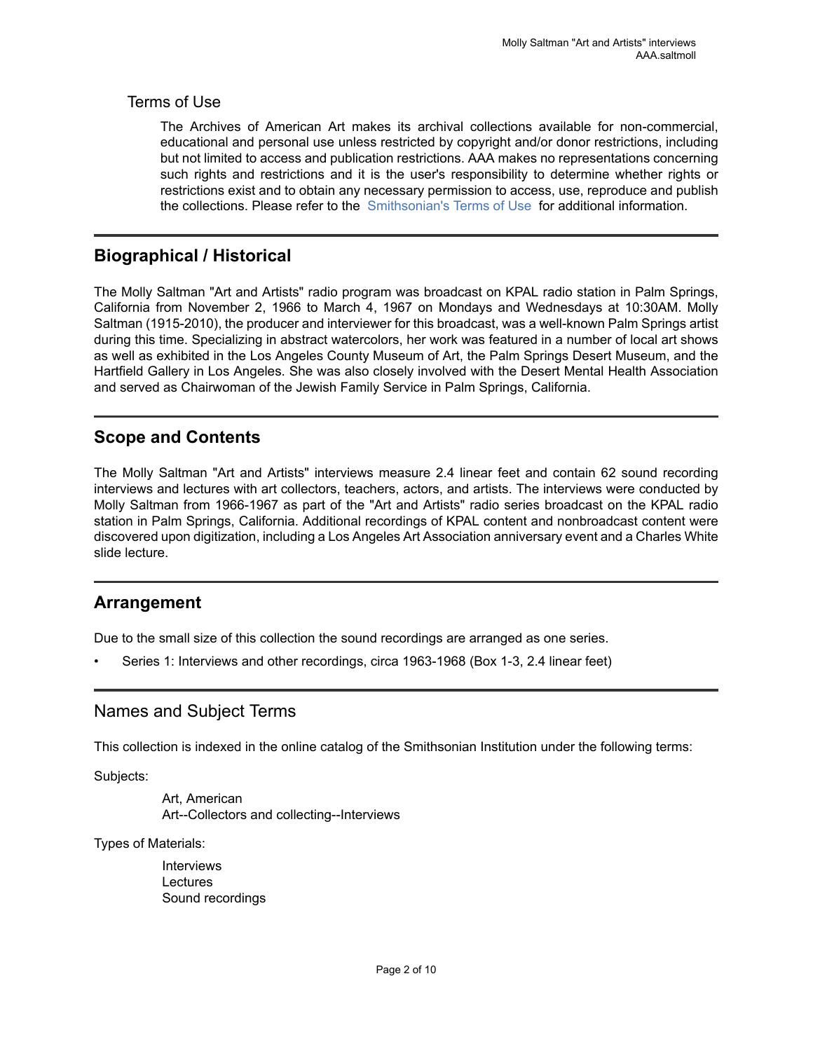## Terms of Use

The Archives of American Art makes its archival collections available for non-commercial, educational and personal use unless restricted by copyright and/or donor restrictions, including but not limited to access and publication restrictions. AAA makes no representations concerning such rights and restrictions and it is the user's responsibility to determine whether rights or restrictions exist and to obtain any necessary permission to access, use, reproduce and publish the collections. Please refer to the Smithsonian's Terms of Use for additional information.

## Biographical / Historical

The Molly Saltman "Art and Artists" radio program was broadcast on KPAL radio station in Palm Springs, California from November 2, 1966 to March 4, 1967 on Mondays and Wednesdays at 10:30AM. Molly Saltman (1915-2010), the producer and interviewer for this broadcast, was a well-known Palm Springs artist during this time. Specializing in abstract watercolors, her work was featured in a number of local art shows as well as exhibited in the Los Angeles County Museum of Art, the Palm Springs Desert Museum, and the Hartfield Gallery in Los Angeles. She was also closely involved with the Desert Mental Health Association and served as Chairwoman of the Jewish Family Service in Palm Springs, California.

## Scope and Contents

The Molly Saltman "Art and Artists" interviews measure 2.4 linear feet and contain 62 sound recording interviews and lectures with art collectors, teachers, actors, and artists. The interviews were conducted by Molly Saltman from 1966-1967 as part of the "Art and Artists" radio series broadcast on the KPAL radio station in Palm Springs, California. Additional recordings of KPAL content and nonbroadcast content were discovered upon digitization, including a Los Angeles Art Association anniversary event and a Charles White slide lecture.

## Arrangement

Due to the small size of this collection the sound recordings are arranged as one series.

- Series 1: Interviews and other recordings, circa 1963-1968 (Box 1-3, 2.4 linear feet)

## Names and Subject Terms

This collection is indexed in the online catalog of the Smithsonian Institution under the following terms:

Subjects:

Art, American
Art--Collectors and collecting--Interviews

Types of Materials:

Interviews
Lectures
Sound recordings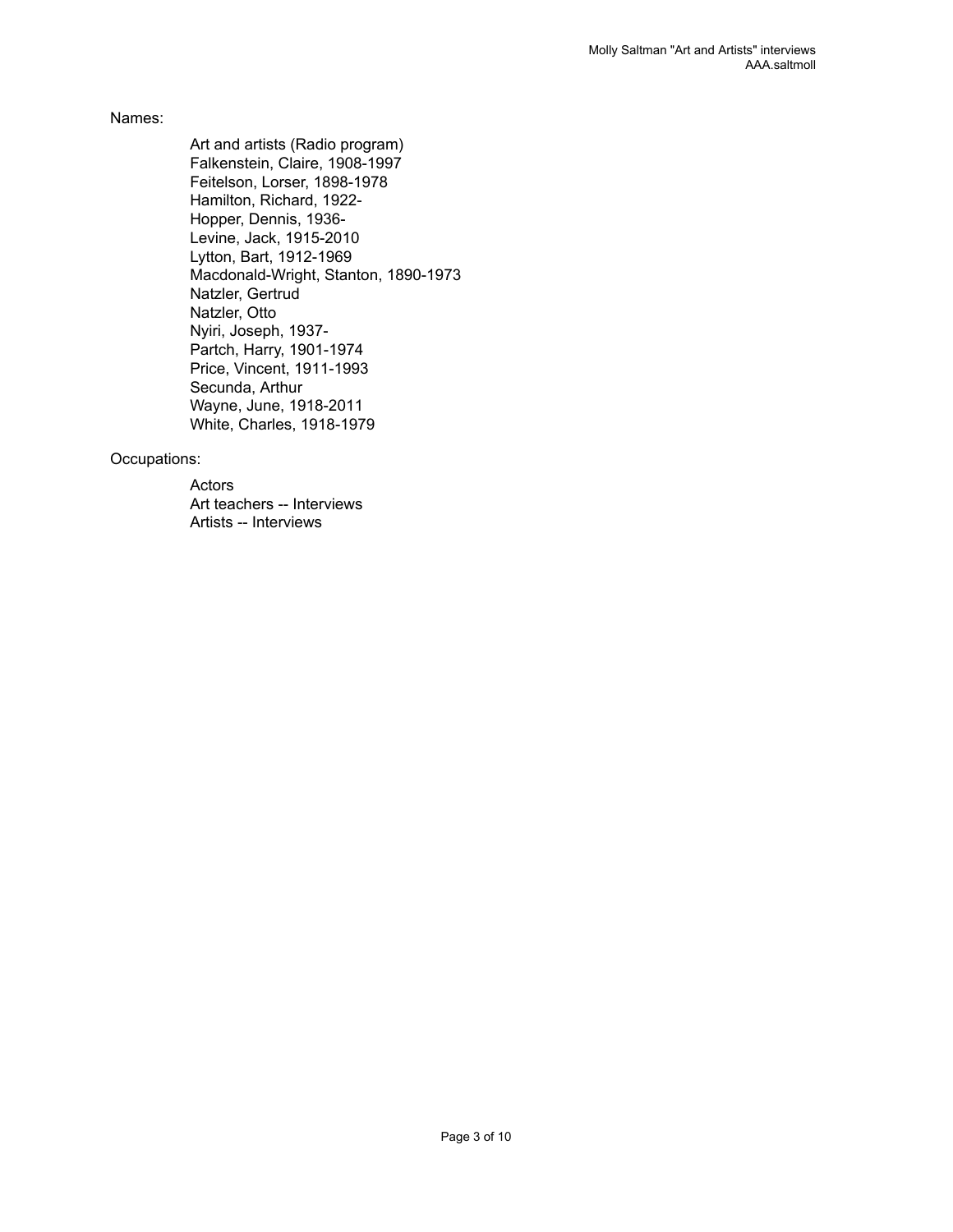Names:

- Art and artists (Radio program)
- Falkenstein, Claire, 1908-1997
- Feitelson, Lorser, 1898-1978
- Hamilton, Richard, 1922-
- Hopper, Dennis, 1936-
- Levine, Jack, 1915-2010
- Lytton, Bart, 1912-1969
- Macdonald-Wright, Stanton, 1890-1973
- Natzler, Gertrud
- Natzler, Otto
- Nyiri, Joseph, 1937-
- Partch, Harry, 1901-1974
- Price, Vincent, 1911-1993
- Secunda, Arthur
- Wayne, June, 1918-2011
- White, Charles, 1918-1979

Occupations:

- Actors
- Art teachers -- Interviews
- Artists -- Interviews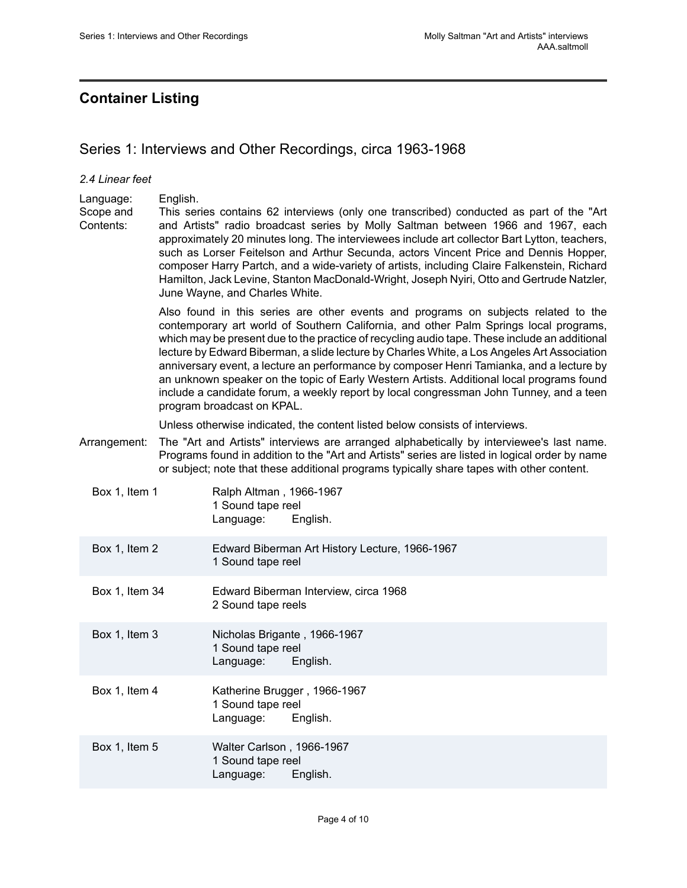## Container Listing

### Series 1: Interviews and Other Recordings, circa 1963-1968

*2.4 Linear feet*

Language: English.

Scope and Contents: This series contains 62 interviews (only one transcribed) conducted as part of the "Art and Artists" radio broadcast series by Molly Saltman between 1966 and 1967, each approximately 20 minutes long. The interviewees include art collector Bart Lytton, teachers, such as Lorser Feitelson and Arthur Secunda, actors Vincent Price and Dennis Hopper, composer Harry Partch, and a wide-variety of artists, including Claire Falkenstein, Richard Hamilton, Jack Levine, Stanton MacDonald-Wright, Joseph Nyiri, Otto and Gertrude Natzler, June Wayne, and Charles White.

Also found in this series are other events and programs on subjects related to the contemporary art world of Southern California, and other Palm Springs local programs, which may be present due to the practice of recycling audio tape. These include an additional lecture by Edward Biberman, a slide lecture by Charles White, a Los Angeles Art Association anniversary event, a lecture an performance by composer Henri Tamianka, and a lecture by an unknown speaker on the topic of Early Western Artists. Additional local programs found include a candidate forum, a weekly report by local congressman John Tunney, and a teen program broadcast on KPAL.

Unless otherwise indicated, the content listed below consists of interviews.

Arrangement: The "Art and Artists" interviews are arranged alphabetically by interviewee's last name. Programs found in addition to the "Art and Artists" series are listed in logical order by name or subject; note that these additional programs typically share tapes with other content.

| Location | Description |
|---|---|
| Box 1, Item 1 | Ralph Altman , 1966-1967<br>1 Sound tape reel<br>Language: English. |
| Box 1, Item 2 | Edward Biberman Art History Lecture, 1966-1967<br>1 Sound tape reel |
| Box 1, Item 34 | Edward Biberman Interview, circa 1968<br>2 Sound tape reels |
| Box 1, Item 3 | Nicholas Brigante , 1966-1967<br>1 Sound tape reel<br>Language: English. |
| Box 1, Item 4 | Katherine Brugger , 1966-1967<br>1 Sound tape reel<br>Language: English. |
| Box 1, Item 5 | Walter Carlson , 1966-1967<br>1 Sound tape reel<br>Language: English. |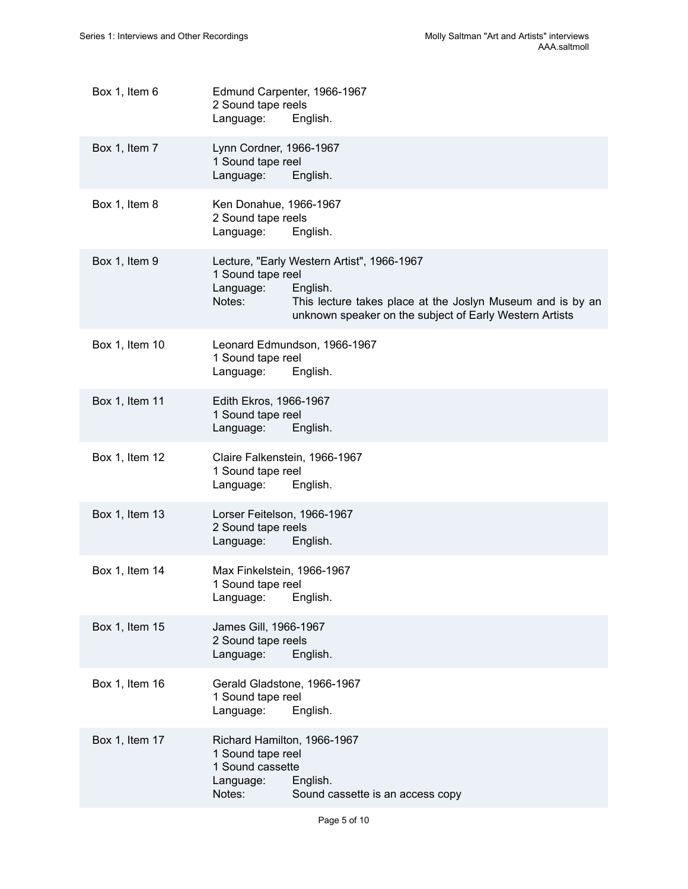| | |
|---|---|
| Box 1, Item 6 | Edmund Carpenter, 1966-1967<br>2 Sound tape reels<br>Language: English. |
| Box 1, Item 7 | Lynn Cordner, 1966-1967<br>1 Sound tape reel<br>Language: English. |
| Box 1, Item 8 | Ken Donahue, 1966-1967<br>2 Sound tape reels<br>Language: English. |
| Box 1, Item 9 | Lecture, "Early Western Artist", 1966-1967<br>1 Sound tape reel<br>Language: English.<br>Notes: This lecture takes place at the Joslyn Museum and is by an unknown speaker on the subject of Early Western Artists |
| Box 1, Item 10 | Leonard Edmundson, 1966-1967<br>1 Sound tape reel<br>Language: English. |
| Box 1, Item 11 | Edith Ekros, 1966-1967<br>1 Sound tape reel<br>Language: English. |
| Box 1, Item 12 | Claire Falkenstein, 1966-1967<br>1 Sound tape reel<br>Language: English. |
| Box 1, Item 13 | Lorser Feitelson, 1966-1967<br>2 Sound tape reels<br>Language: English. |
| Box 1, Item 14 | Max Finkelstein, 1966-1967<br>1 Sound tape reel<br>Language: English. |
| Box 1, Item 15 | James Gill, 1966-1967<br>2 Sound tape reels<br>Language: English. |
| Box 1, Item 16 | Gerald Gladstone, 1966-1967<br>1 Sound tape reel<br>Language: English. |
| Box 1, Item 17 | Richard Hamilton, 1966-1967<br>1 Sound tape reel<br>1 Sound cassette<br>Language: English.<br>Notes: Sound cassette is an access copy |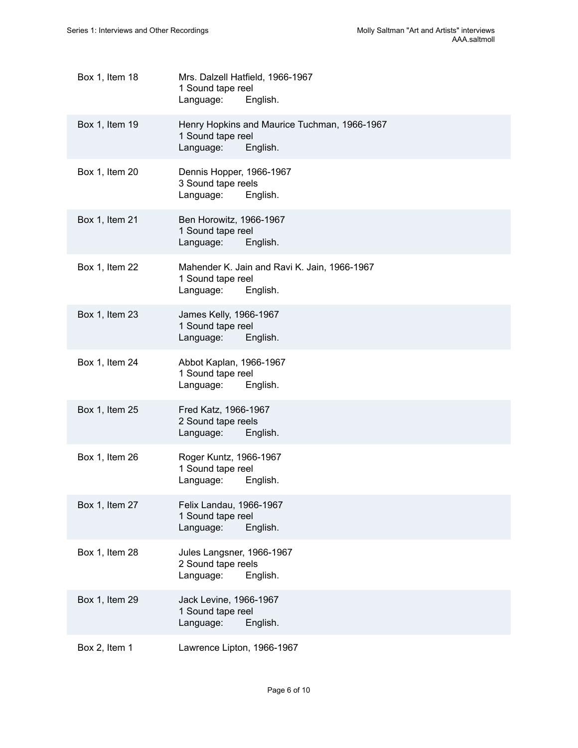| | |
|---|---|
| Box 1, Item 18 | Mrs. Dalzell Hatfield, 1966-1967<br>1 Sound tape reel<br>Language: English. |
| Box 1, Item 19 | Henry Hopkins and Maurice Tuchman, 1966-1967<br>1 Sound tape reel<br>Language: English. |
| Box 1, Item 20 | Dennis Hopper, 1966-1967<br>3 Sound tape reels<br>Language: English. |
| Box 1, Item 21 | Ben Horowitz, 1966-1967<br>1 Sound tape reel<br>Language: English. |
| Box 1, Item 22 | Mahender K. Jain and Ravi K. Jain, 1966-1967<br>1 Sound tape reel<br>Language: English. |
| Box 1, Item 23 | James Kelly, 1966-1967<br>1 Sound tape reel<br>Language: English. |
| Box 1, Item 24 | Abbot Kaplan, 1966-1967<br>1 Sound tape reel<br>Language: English. |
| Box 1, Item 25 | Fred Katz, 1966-1967<br>2 Sound tape reels<br>Language: English. |
| Box 1, Item 26 | Roger Kuntz, 1966-1967<br>1 Sound tape reel<br>Language: English. |
| Box 1, Item 27 | Felix Landau, 1966-1967<br>1 Sound tape reel<br>Language: English. |
| Box 1, Item 28 | Jules Langsner, 1966-1967<br>2 Sound tape reels<br>Language: English. |
| Box 1, Item 29 | Jack Levine, 1966-1967<br>1 Sound tape reel<br>Language: English. |
| Box 2, Item 1 | Lawrence Lipton, 1966-1967 |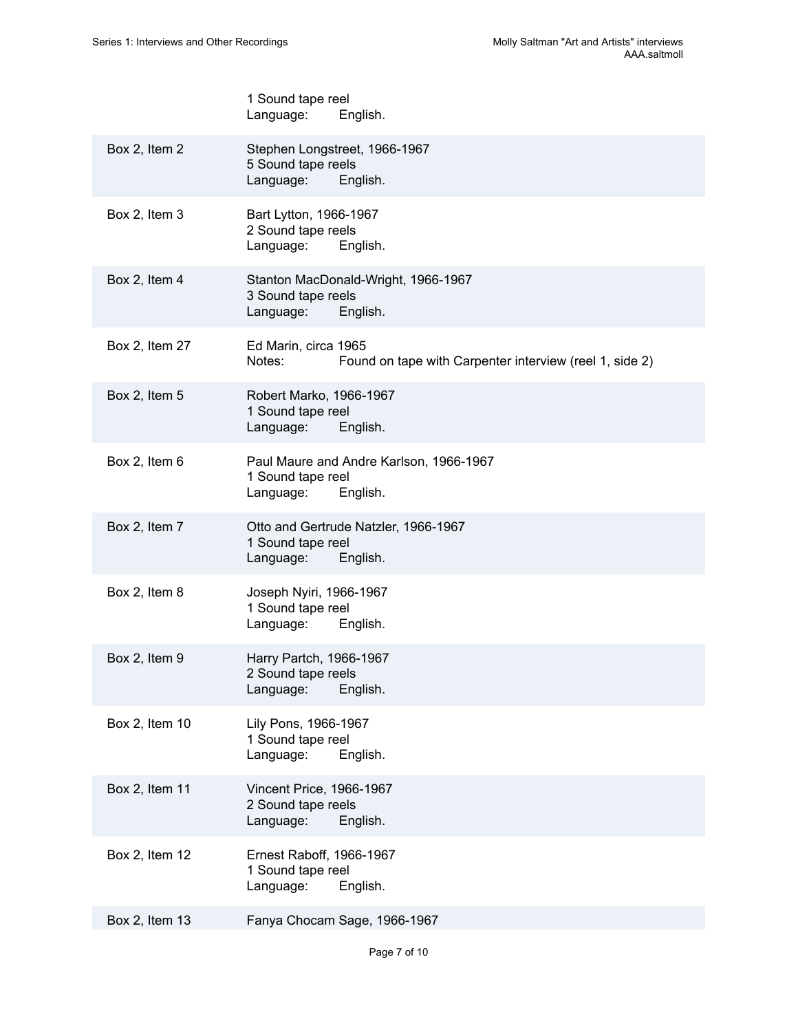| | |
|---|---|
| | 1 Sound tape reel<br>Language: English. |
| Box 2, Item 2 | Stephen Longstreet, 1966-1967<br>5 Sound tape reels<br>Language: English. |
| Box 2, Item 3 | Bart Lytton, 1966-1967<br>2 Sound tape reels<br>Language: English. |
| Box 2, Item 4 | Stanton MacDonald-Wright, 1966-1967<br>3 Sound tape reels<br>Language: English. |
| Box 2, Item 27 | Ed Marin, circa 1965<br>Notes: Found on tape with Carpenter interview (reel 1, side 2) |
| Box 2, Item 5 | Robert Marko, 1966-1967<br>1 Sound tape reel<br>Language: English. |
| Box 2, Item 6 | Paul Maure and Andre Karlson, 1966-1967<br>1 Sound tape reel<br>Language: English. |
| Box 2, Item 7 | Otto and Gertrude Natzler, 1966-1967<br>1 Sound tape reel<br>Language: English. |
| Box 2, Item 8 | Joseph Nyiri, 1966-1967<br>1 Sound tape reel<br>Language: English. |
| Box 2, Item 9 | Harry Partch, 1966-1967<br>2 Sound tape reels<br>Language: English. |
| Box 2, Item 10 | Lily Pons, 1966-1967<br>1 Sound tape reel<br>Language: English. |
| Box 2, Item 11 | Vincent Price, 1966-1967<br>2 Sound tape reels<br>Language: English. |
| Box 2, Item 12 | Ernest Raboff, 1966-1967<br>1 Sound tape reel<br>Language: English. |
| Box 2, Item 13 | Fanya Chocam Sage, 1966-1967 |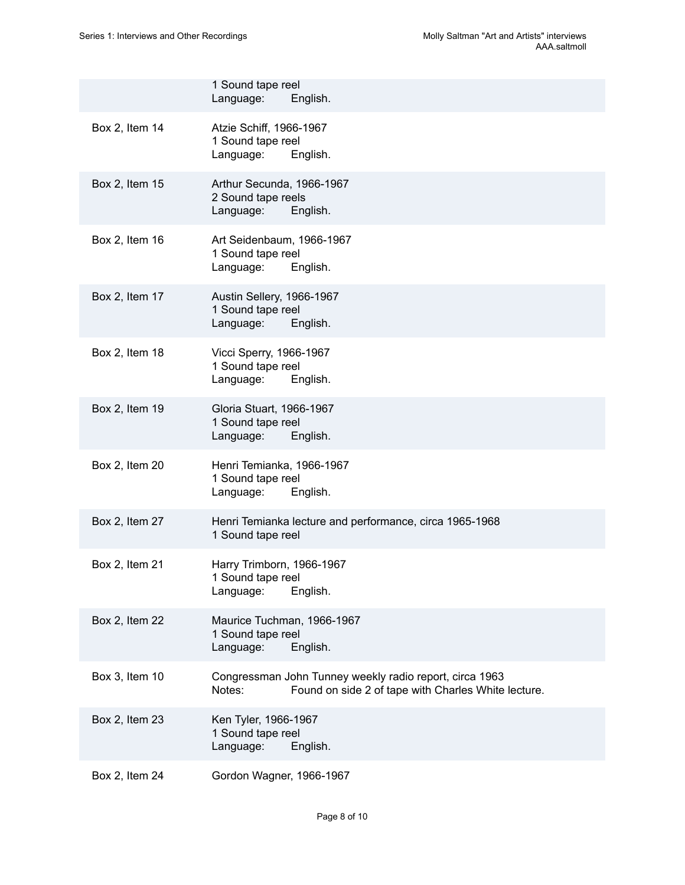| | |
|---|---|
| | 1 Sound tape reel<br>Language: English. |
| Box 2, Item 14 | Atzie Schiff, 1966-1967<br>1 Sound tape reel<br>Language: English. |
| Box 2, Item 15 | Arthur Secunda, 1966-1967<br>2 Sound tape reels<br>Language: English. |
| Box 2, Item 16 | Art Seidenbaum, 1966-1967<br>1 Sound tape reel<br>Language: English. |
| Box 2, Item 17 | Austin Sellery, 1966-1967<br>1 Sound tape reel<br>Language: English. |
| Box 2, Item 18 | Vicci Sperry, 1966-1967<br>1 Sound tape reel<br>Language: English. |
| Box 2, Item 19 | Gloria Stuart, 1966-1967<br>1 Sound tape reel<br>Language: English. |
| Box 2, Item 20 | Henri Temianka, 1966-1967<br>1 Sound tape reel<br>Language: English. |
| Box 2, Item 27 | Henri Temianka lecture and performance, circa 1965-1968<br>1 Sound tape reel |
| Box 2, Item 21 | Harry Trimborn, 1966-1967<br>1 Sound tape reel<br>Language: English. |
| Box 2, Item 22 | Maurice Tuchman, 1966-1967<br>1 Sound tape reel<br>Language: English. |
| Box 3, Item 10 | Congressman John Tunney weekly radio report, circa 1963<br>Notes: Found on side 2 of tape with Charles White lecture. |
| Box 2, Item 23 | Ken Tyler, 1966-1967<br>1 Sound tape reel<br>Language: English. |
| Box 2, Item 24 | Gordon Wagner, 1966-1967 |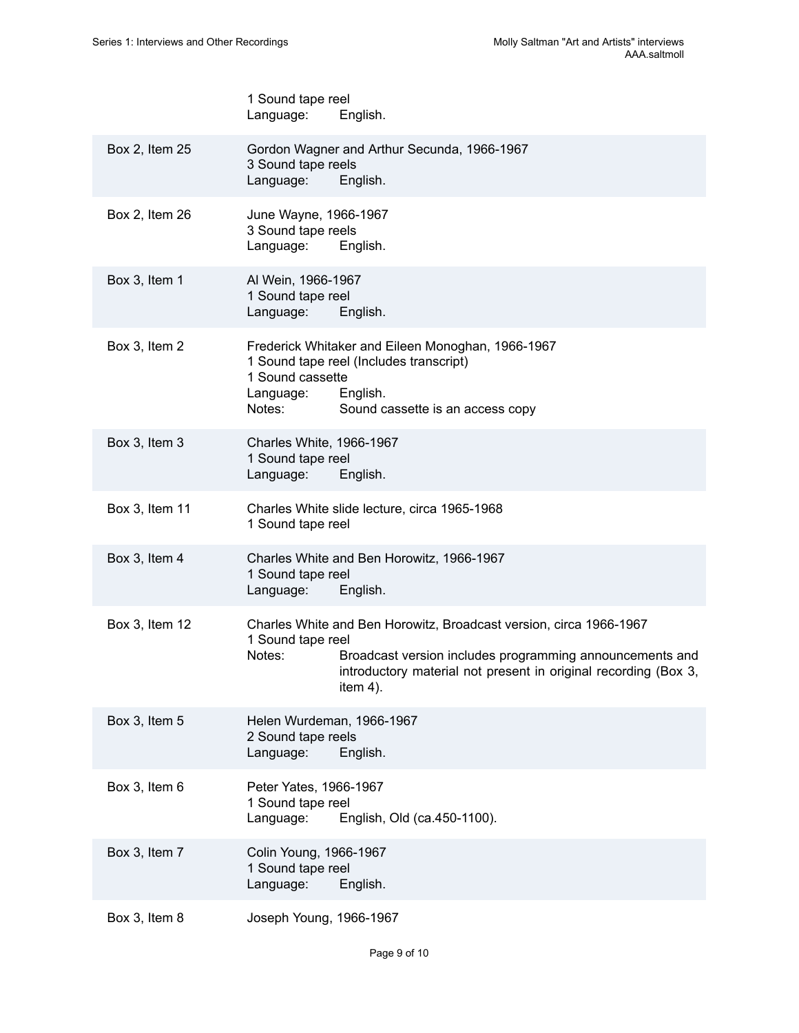| | |
|---|---|
| | 1 Sound tape reel<br>Language: English. |
| Box 2, Item 25 | Gordon Wagner and Arthur Secunda, 1966-1967<br>3 Sound tape reels<br>Language: English. |
| Box 2, Item 26 | June Wayne, 1966-1967<br>3 Sound tape reels<br>Language: English. |
| Box 3, Item 1 | Al Wein, 1966-1967<br>1 Sound tape reel<br>Language: English. |
| Box 3, Item 2 | Frederick Whitaker and Eileen Monoghan, 1966-1967<br>1 Sound tape reel (Includes transcript)<br>1 Sound cassette<br>Language: English.<br>Notes: Sound cassette is an access copy |
| Box 3, Item 3 | Charles White, 1966-1967<br>1 Sound tape reel<br>Language: English. |
| Box 3, Item 11 | Charles White slide lecture, circa 1965-1968<br>1 Sound tape reel |
| Box 3, Item 4 | Charles White and Ben Horowitz, 1966-1967<br>1 Sound tape reel<br>Language: English. |
| Box 3, Item 12 | Charles White and Ben Horowitz, Broadcast version, circa 1966-1967<br>1 Sound tape reel<br>Notes: Broadcast version includes programming announcements and introductory material not present in original recording (Box 3, item 4). |
| Box 3, Item 5 | Helen Wurdeman, 1966-1967<br>2 Sound tape reels<br>Language: English. |
| Box 3, Item 6 | Peter Yates, 1966-1967<br>1 Sound tape reel<br>Language: English, Old (ca.450-1100). |
| Box 3, Item 7 | Colin Young, 1966-1967<br>1 Sound tape reel<br>Language: English. |
| Box 3, Item 8 | Joseph Young, 1966-1967 |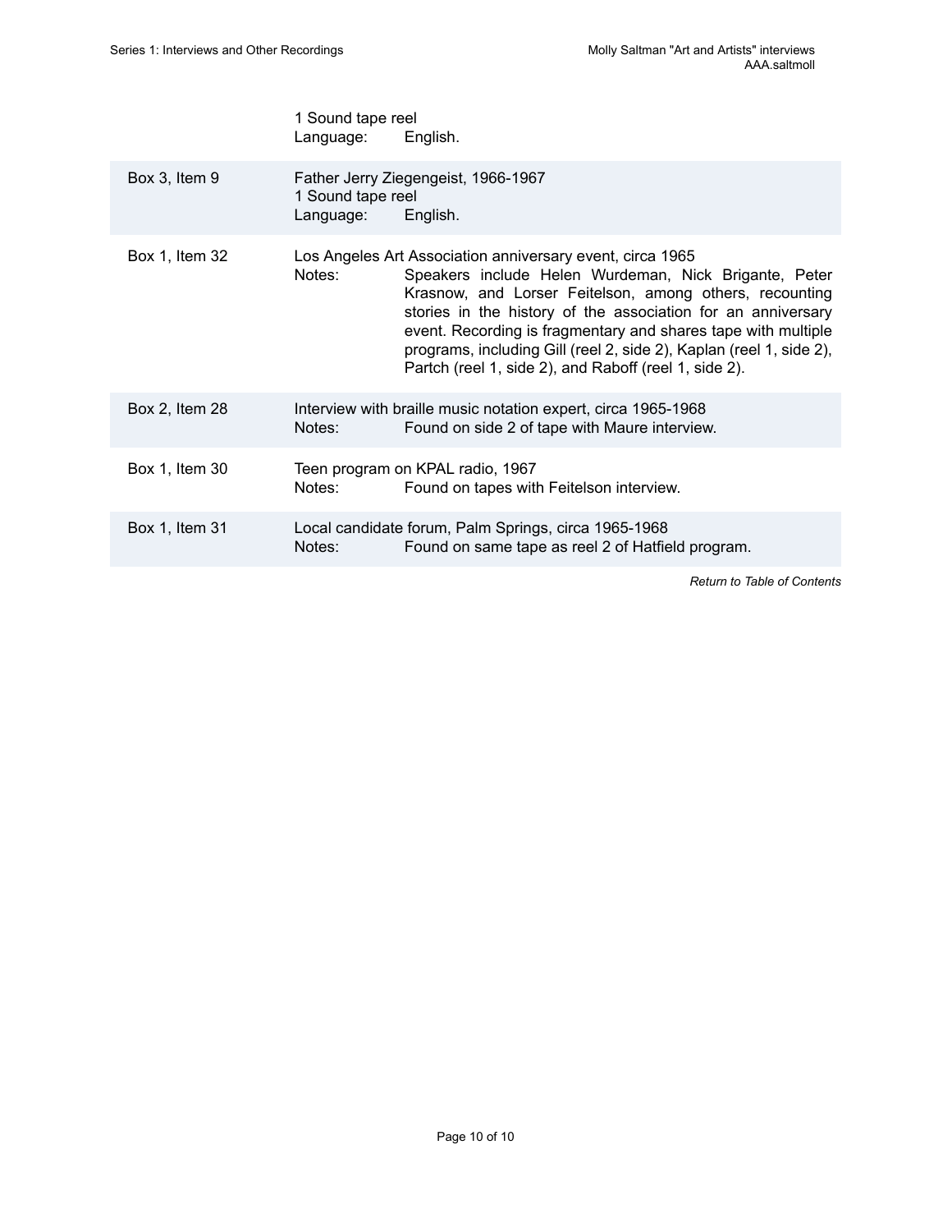1 Sound tape reel
Language: English.

| | | |
|---|---|---|
| Box 3, Item 9 | Father Jerry Ziegengeist, 1966-1967<br>1 Sound tape reel<br>Language: | English. |
| Box 1, Item 32 | Los Angeles Art Association anniversary event, circa 1965<br>Notes: | Speakers include Helen Wurdeman, Nick Brigante, Peter Krasnow, and Lorser Feitelson, among others, recounting stories in the history of the association for an anniversary event. Recording is fragmentary and shares tape with multiple programs, including Gill (reel 2, side 2), Kaplan (reel 1, side 2), Partch (reel 1, side 2), and Raboff (reel 1, side 2). |
| Box 2, Item 28 | Interview with braille music notation expert, circa 1965-1968<br>Notes: | Found on side 2 of tape with Maure interview. |
| Box 1, Item 30 | Teen program on KPAL radio, 1967<br>Notes: | Found on tapes with Feitelson interview. |
| Box 1, Item 31 | Local candidate forum, Palm Springs, circa 1965-1968<br>Notes: | Found on same tape as reel 2 of Hatfield program. |

*Return to Table of Contents*